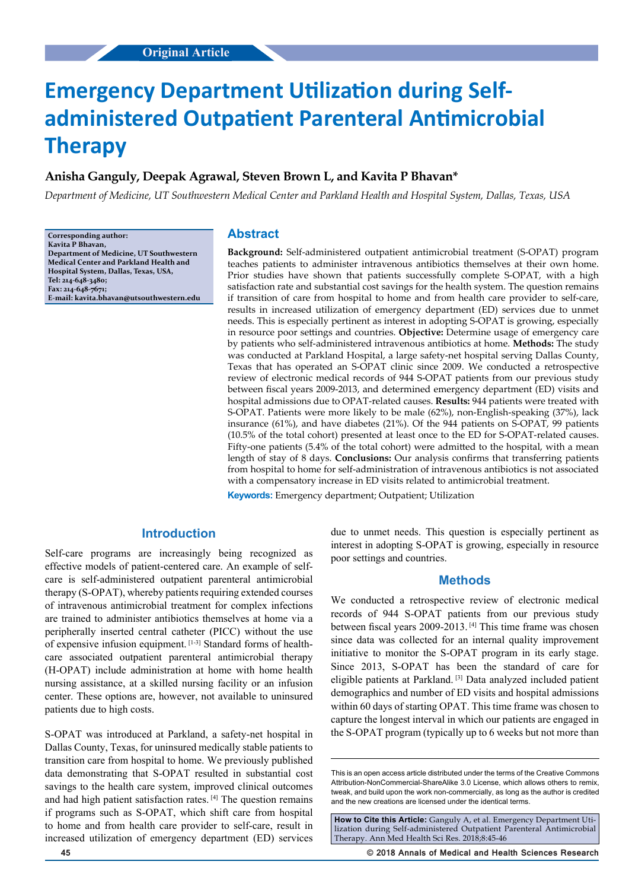Original Article

# Emergency Department Utilization during Self-administered Outpatient Parenteral Antimicrobial Therapy

**Anisha Ganguly, Deepak Agrawal, Steven Brown L, and Kavita P Bhavan***

*Department of Medicine, UT Southwestern Medical Center and Parkland Health and Hospital System, Dallas, Texas, USA*

**Corresponding author:**
**Kavita P Bhavan,**
**Department of Medicine, UT Southwestern Medical Center and Parkland Health and Hospital System, Dallas, Texas, USA,**
**Tel: 214-648-3480;**
**Fax: 214-648-7671;**
**E-mail: kavita.bhavan@utsouthwestern.edu**

## Abstract

**Background:** Self-administered outpatient antimicrobial treatment (S-OPAT) program teaches patients to administer intravenous antibiotics themselves at their own home. Prior studies have shown that patients successfully complete S-OPAT, with a high satisfaction rate and substantial cost savings for the health system. The question remains if transition of care from hospital to home and from health care provider to self-care, results in increased utilization of emergency department (ED) services due to unmet needs. This is especially pertinent as interest in adopting S-OPAT is growing, especially in resource poor settings and countries. **Objective:** Determine usage of emergency care by patients who self-administered intravenous antibiotics at home. **Methods:** The study was conducted at Parkland Hospital, a large safety-net hospital serving Dallas County, Texas that has operated an S-OPAT clinic since 2009. We conducted a retrospective review of electronic medical records of 944 S-OPAT patients from our previous study between fiscal years 2009-2013, and determined emergency department (ED) visits and hospital admissions due to OPAT-related causes. **Results:** 944 patients were treated with S-OPAT. Patients were more likely to be male (62%), non-English-speaking (37%), lack insurance (61%), and have diabetes (21%). Of the 944 patients on S-OPAT, 99 patients (10.5% of the total cohort) presented at least once to the ED for S-OPAT-related causes. Fifty-one patients (5.4% of the total cohort) were admitted to the hospital, with a mean length of stay of 8 days. **Conclusions:** Our analysis confirms that transferring patients from hospital to home for self-administration of intravenous antibiotics is not associated with a compensatory increase in ED visits related to antimicrobial treatment.

**Keywords:** Emergency department; Outpatient; Utilization

## Introduction

Self-care programs are increasingly being recognized as effective models of patient-centered care. An example of self-care is self-administered outpatient parenteral antimicrobial therapy (S-OPAT), whereby patients requiring extended courses of intravenous antimicrobial treatment for complex infections are trained to administer antibiotics themselves at home via a peripherally inserted central catheter (PICC) without the use of expensive infusion equipment. [1-3] Standard forms of health-care associated outpatient parenteral antimicrobial therapy (H-OPAT) include antimicrobial administration at home with home health nursing assistance, at a skilled nursing facility or an infusion center. These options are, however, not available to uninsured patients due to high costs.

S-OPAT was introduced at Parkland, a safety-net hospital in Dallas County, Texas, for uninsured medically stable patients to transition care from hospital to home. We previously published data demonstrating that S-OPAT resulted in substantial cost savings to the health care system, improved clinical outcomes and had high patient satisfaction rates. [4] The question remains if programs such as S-OPAT, which shift care from hospital to home and from health care provider to self-care, result in increased utilization of emergency department (ED) services due to unmet needs. This question is especially pertinent as interest in adopting S-OPAT is growing, especially in resource poor settings and countries.

## Methods

We conducted a retrospective review of electronic medical records of 944 S-OPAT patients from our previous study between fiscal years 2009-2013. [4] This time frame was chosen since data was collected for an internal quality improvement initiative to monitor the S-OPAT program in its early stage. Since 2013, S-OPAT has been the standard of care for eligible patients at Parkland. [3] Data analyzed included patient demographics and number of ED visits and hospital admissions within 60 days of starting OPAT. This time frame was chosen to capture the longest interval in which our patients are engaged in the S-OPAT program (typically up to 6 weeks but not more than

This is an open access article distributed under the terms of the Creative Commons Attribution-NonCommercial-ShareAlike 3.0 License, which allows others to remix, tweak, and build upon the work non-commercially, as long as the author is credited and the new creations are licensed under the identical terms.

**How to Cite this Article:** Ganguly A, et al. Emergency Department Utilization during Self-administered Outpatient Parenteral Antimicrobial Therapy. Ann Med Health Sci Res. 2018;8:45-46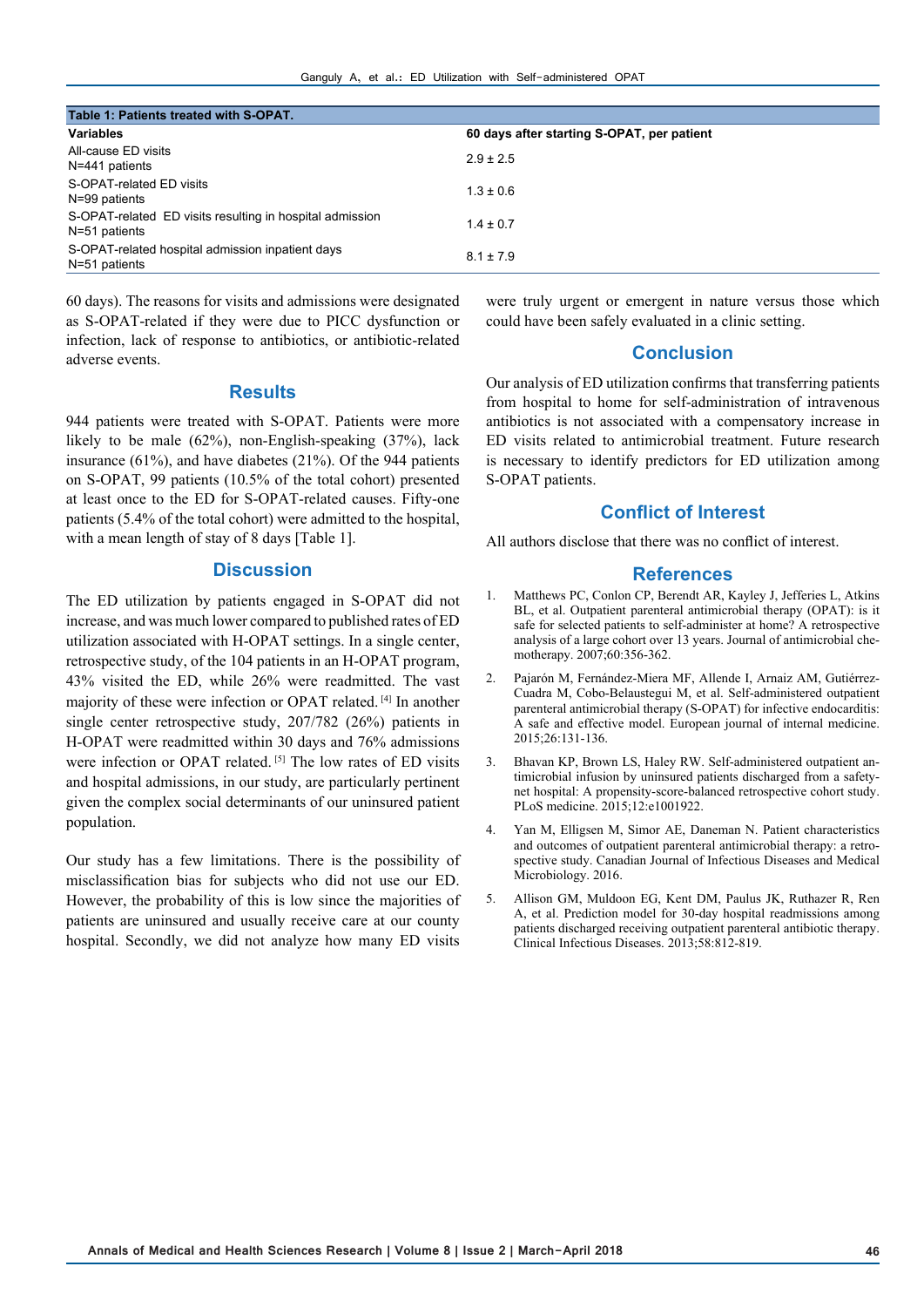**Table 1: Patients treated with S-OPAT.**

| Variables | 60 days after starting S-OPAT, per patient |
|---|---|
| All-cause ED visits<br>N=441 patients | 2.9 ± 2.5 |
| S-OPAT-related ED visits<br>N=99 patients | 1.3 ± 0.6 |
| S-OPAT-related ED visits resulting in hospital admission<br>N=51 patients | 1.4 ± 0.7 |
| S-OPAT-related hospital admission inpatient days<br>N=51 patients | 8.1 ± 7.9 |

60 days). The reasons for visits and admissions were designated as S-OPAT-related if they were due to PICC dysfunction or infection, lack of response to antibiotics, or antibiotic-related adverse events.

## Results

944 patients were treated with S-OPAT. Patients were more likely to be male (62%), non-English-speaking (37%), lack insurance (61%), and have diabetes (21%). Of the 944 patients on S-OPAT, 99 patients (10.5% of the total cohort) presented at least once to the ED for S-OPAT-related causes. Fifty-one patients (5.4% of the total cohort) were admitted to the hospital, with a mean length of stay of 8 days [Table 1].

## Discussion

The ED utilization by patients engaged in S-OPAT did not increase, and was much lower compared to published rates of ED utilization associated with H-OPAT settings. In a single center, retrospective study, of the 104 patients in an H-OPAT program, 43% visited the ED, while 26% were readmitted. The vast majority of these were infection or OPAT related.[4] In another single center retrospective study, 207/782 (26%) patients in H-OPAT were readmitted within 30 days and 76% admissions were infection or OPAT related.[5] The low rates of ED visits and hospital admissions, in our study, are particularly pertinent given the complex social determinants of our uninsured patient population.

Our study has a few limitations. There is the possibility of misclassification bias for subjects who did not use our ED. However, the probability of this is low since the majorities of patients are uninsured and usually receive care at our county hospital. Secondly, we did not analyze how many ED visits were truly urgent or emergent in nature versus those which could have been safely evaluated in a clinic setting.

## Conclusion

Our analysis of ED utilization confirms that transferring patients from hospital to home for self-administration of intravenous antibiotics is not associated with a compensatory increase in ED visits related to antimicrobial treatment. Future research is necessary to identify predictors for ED utilization among S-OPAT patients.

## Conflict of Interest

All authors disclose that there was no conflict of interest.

## References

1. Matthews PC, Conlon CP, Berendt AR, Kayley J, Jefferies L, Atkins BL, et al. Outpatient parenteral antimicrobial therapy (OPAT): is it safe for selected patients to self-administer at home? A retrospective analysis of a large cohort over 13 years. Journal of antimicrobial chemotherapy. 2007;60:356-362.
2. Pajarón M, Fernández-Miera MF, Allende I, Arnaiz AM, Gutiérrez-Cuadra M, Cobo-Belaustegui M, et al. Self-administered outpatient parenteral antimicrobial therapy (S-OPAT) for infective endocarditis: A safe and effective model. European journal of internal medicine. 2015;26:131-136.
3. Bhavan KP, Brown LS, Haley RW. Self-administered outpatient antimicrobial infusion by uninsured patients discharged from a safety-net hospital: A propensity-score-balanced retrospective cohort study. PLoS medicine. 2015;12:e1001922.
4. Yan M, Elligsen M, Simor AE, Daneman N. Patient characteristics and outcomes of outpatient parenteral antimicrobial therapy: a retrospective study. Canadian Journal of Infectious Diseases and Medical Microbiology. 2016.
5. Allison GM, Muldoon EG, Kent DM, Paulus JK, Ruthazer R, Ren A, et al. Prediction model for 30-day hospital readmissions among patients discharged receiving outpatient parenteral antibiotic therapy. Clinical Infectious Diseases. 2013;58:812-819.